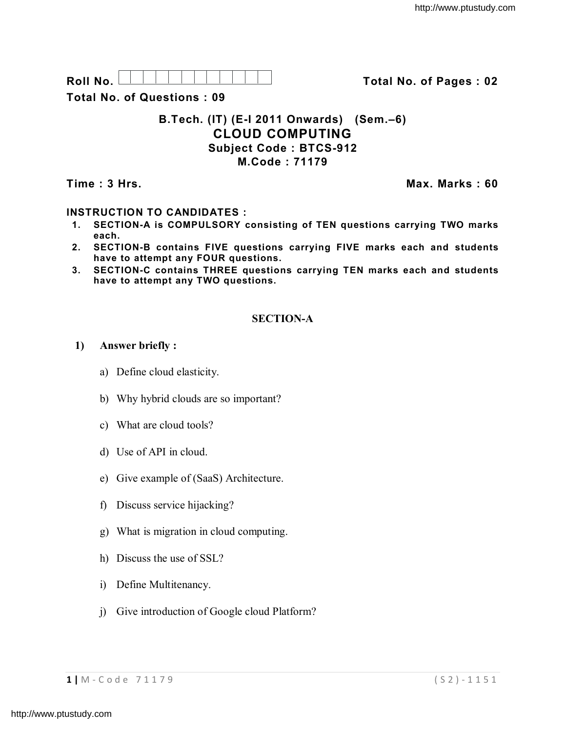**Roll No.** [ ] [ ] [ ] [ ] [ ] [ ] [ ] [ ] [ ] [ ] [ ] **Total No. of Pages : 02**

**Total No. of Questions : 09**

## B.Tech. (IT) (E-I 2011 Onwards) (Sem.–6)

# CLOUD COMPUTING

### Subject Code : BTCS-912

### M.Code : 71179

**Time : 3 Hrs.** **Max. Marks : 60**

**INSTRUCTION TO CANDIDATES :**

1. **SECTION-A is COMPULSORY consisting of TEN questions carrying TWO marks each.**
2. **SECTION-B contains FIVE questions carrying FIVE marks each and students have to attempt any FOUR questions.**
3. **SECTION-C contains THREE questions carrying TEN marks each and students have to attempt any TWO questions.**

## SECTION-A

**1) Answer briefly :**

a) Define cloud elasticity.

b) Why hybrid clouds are so important?

c) What are cloud tools?

d) Use of API in cloud.

e) Give example of (SaaS) Architecture.

f) Discuss service hijacking?

g) What is migration in cloud computing.

h) Discuss the use of SSL?

i) Define Multitenancy.

j) Give introduction of Google cloud Platform?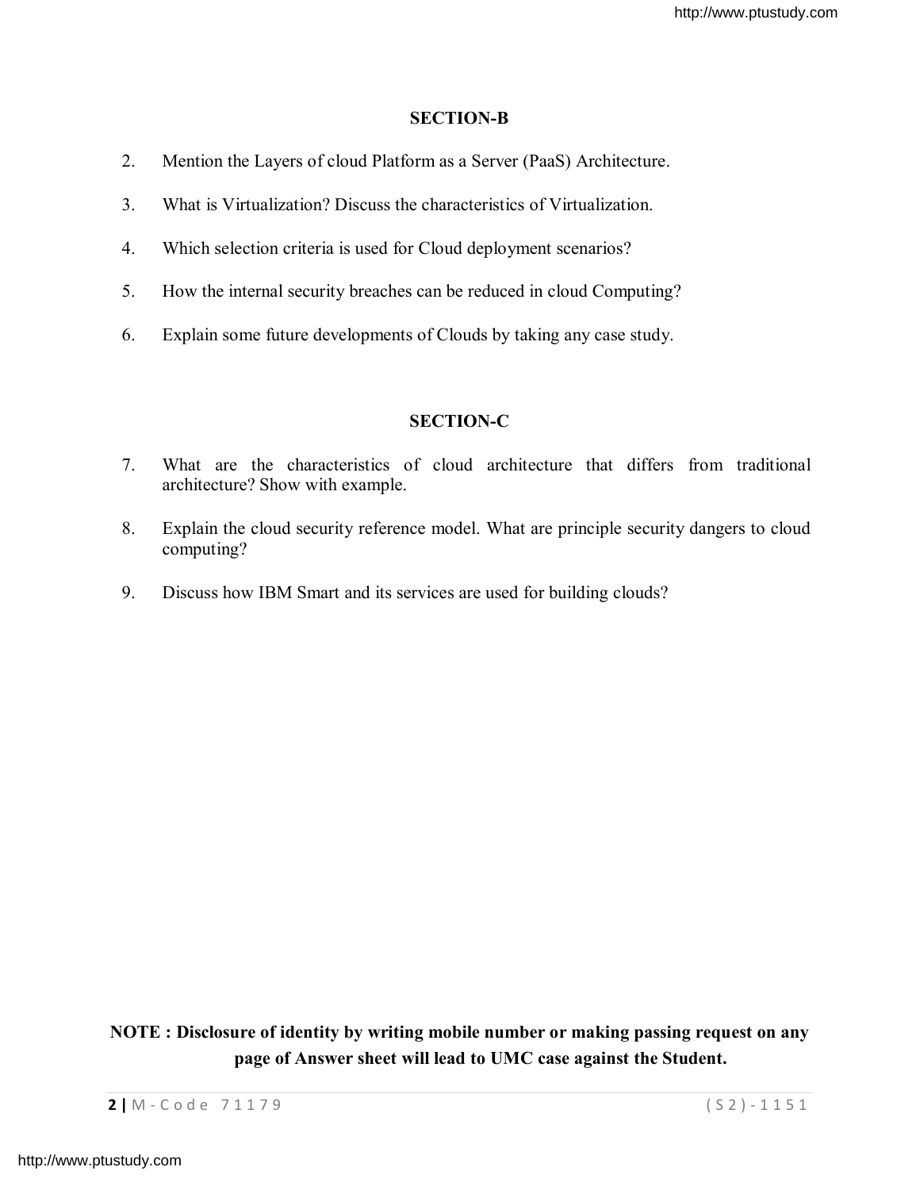## SECTION-B

2. Mention the Layers of cloud Platform as a Server (PaaS) Architecture.

3. What is Virtualization? Discuss the characteristics of Virtualization.

4. Which selection criteria is used for Cloud deployment scenarios?

5. How the internal security breaches can be reduced in cloud Computing?

6. Explain some future developments of Clouds by taking any case study.

## SECTION-C

7. What are the characteristics of cloud architecture that differs from traditional architecture? Show with example.

8. Explain the cloud security reference model. What are principle security dangers to cloud computing?

9. Discuss how IBM Smart and its services are used for building clouds?

**NOTE : Disclosure of identity by writing mobile number or making passing request on any page of Answer sheet will lead to UMC case against the Student.**